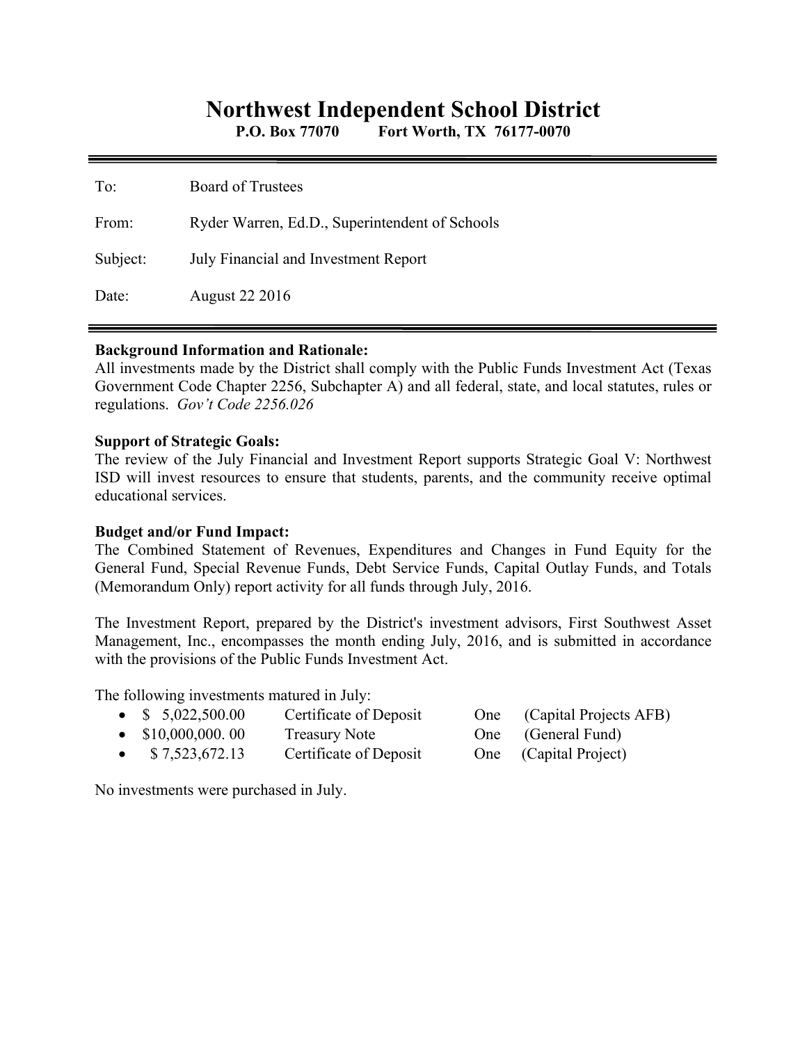# Northwest Independent School District

**P.O. Box 77070 Fort Worth, TX 76177-0070**

---

To: Board of Trustees

From: Ryder Warren, Ed.D., Superintendent of Schools

Subject: July Financial and Investment Report

Date: August 22 2016

---

**Background Information and Rationale:**
All investments made by the District shall comply with the Public Funds Investment Act (Texas Government Code Chapter 2256, Subchapter A) and all federal, state, and local statutes, rules or regulations. *Gov't Code 2256.026*

**Support of Strategic Goals:**
The review of the July Financial and Investment Report supports Strategic Goal V: Northwest ISD will invest resources to ensure that students, parents, and the community receive optimal educational services.

**Budget and/or Fund Impact:**
The Combined Statement of Revenues, Expenditures and Changes in Fund Equity for the General Fund, Special Revenue Funds, Debt Service Funds, Capital Outlay Funds, and Totals (Memorandum Only) report activity for all funds through July, 2016.

The Investment Report, prepared by the District's investment advisors, First Southwest Asset Management, Inc., encompasses the month ending July, 2016, and is submitted in accordance with the provisions of the Public Funds Investment Act.

The following investments matured in July:

- $ 5,022,500.00 Certificate of Deposit One (Capital Projects AFB)
- $10,000,000. 00 Treasury Note One (General Fund)
- $ 7,523,672.13 Certificate of Deposit One (Capital Project)

No investments were purchased in July.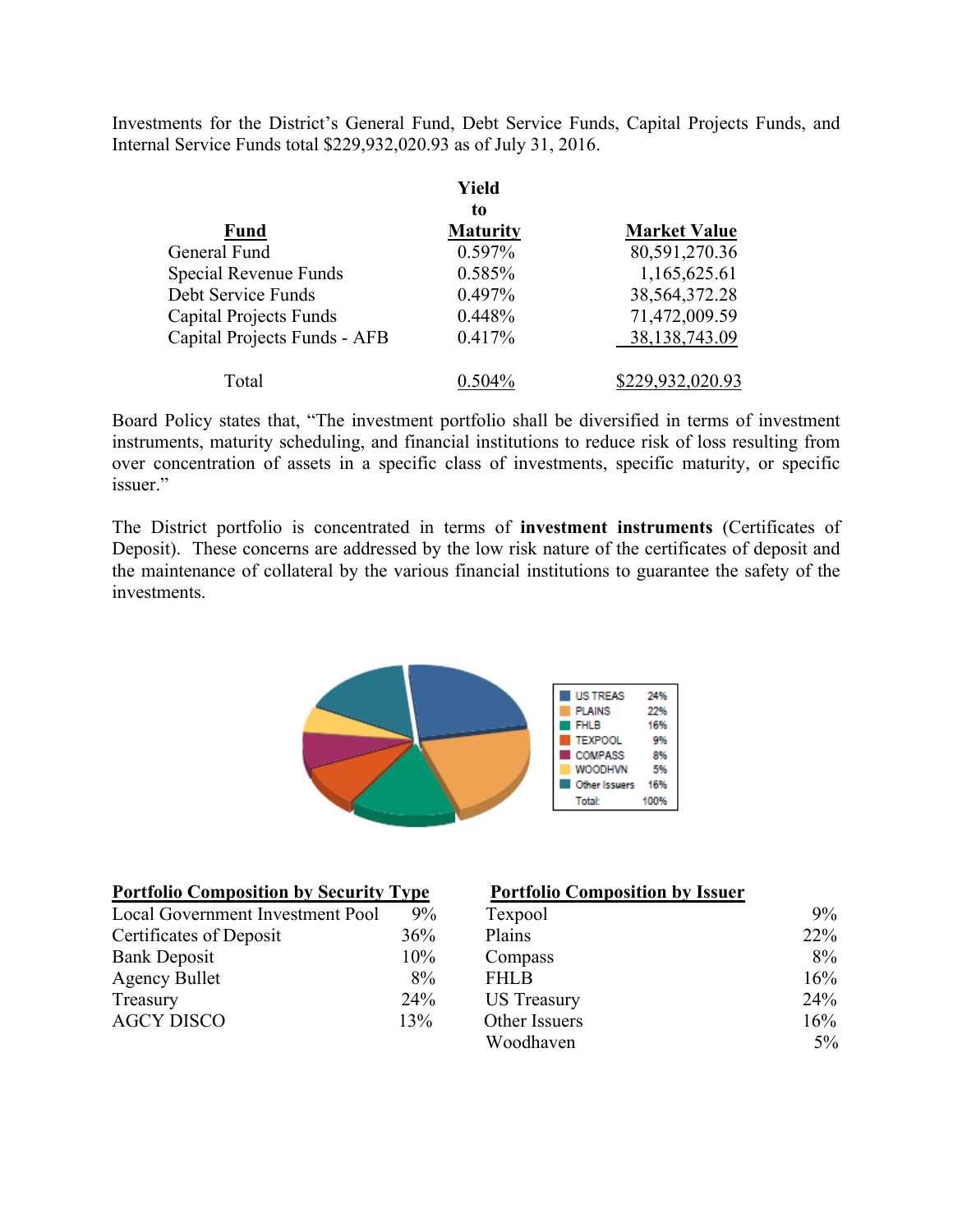Investments for the District's General Fund, Debt Service Funds, Capital Projects Funds, and Internal Service Funds total $229,932,020.93 as of July 31, 2016.

| Fund | Yield to Maturity | Market Value |
|---|---|---|
| General Fund | 0.597% | 80,591,270.36 |
| Special Revenue Funds | 0.585% | 1,165,625.61 |
| Debt Service Funds | 0.497% | 38,564,372.28 |
| Capital Projects Funds | 0.448% | 71,472,009.59 |
| Capital Projects Funds - AFB | 0.417% | 38,138,743.09 |
| Total | 0.504% | $229,932,020.93 |

Board Policy states that, "The investment portfolio shall be diversified in terms of investment instruments, maturity scheduling, and financial institutions to reduce risk of loss resulting from over concentration of assets in a specific class of investments, specific maturity, or specific issuer."

The District portfolio is concentrated in terms of **investment instruments** (Certificates of Deposit). These concerns are addressed by the low risk nature of the certificates of deposit and the maintenance of collateral by the various financial institutions to guarantee the safety of the investments.

| | |
|---|---|
| US TREAS | 24% |
| PLAINS | 22% |
| FHLB | 16% |
| TEXPOOL | 9% |
| COMPASS | 8% |
| WOODHVN | 5% |
| Other Issuers | 16% |
| Total: | 100% |

**Portfolio Composition by Security Type**

| | |
|---|---|
| Local Government Investment Pool | 9% |
| Certificates of Deposit | 36% |
| Bank Deposit | 10% |
| Agency Bullet | 8% |
| Treasury | 24% |
| AGCY DISCO | 13% |

**Portfolio Composition by Issuer**

| | |
|---|---|
| Texpool | 9% |
| Plains | 22% |
| Compass | 8% |
| FHLB | 16% |
| US Treasury | 24% |
| Other Issuers | 16% |
| Woodhaven | 5% |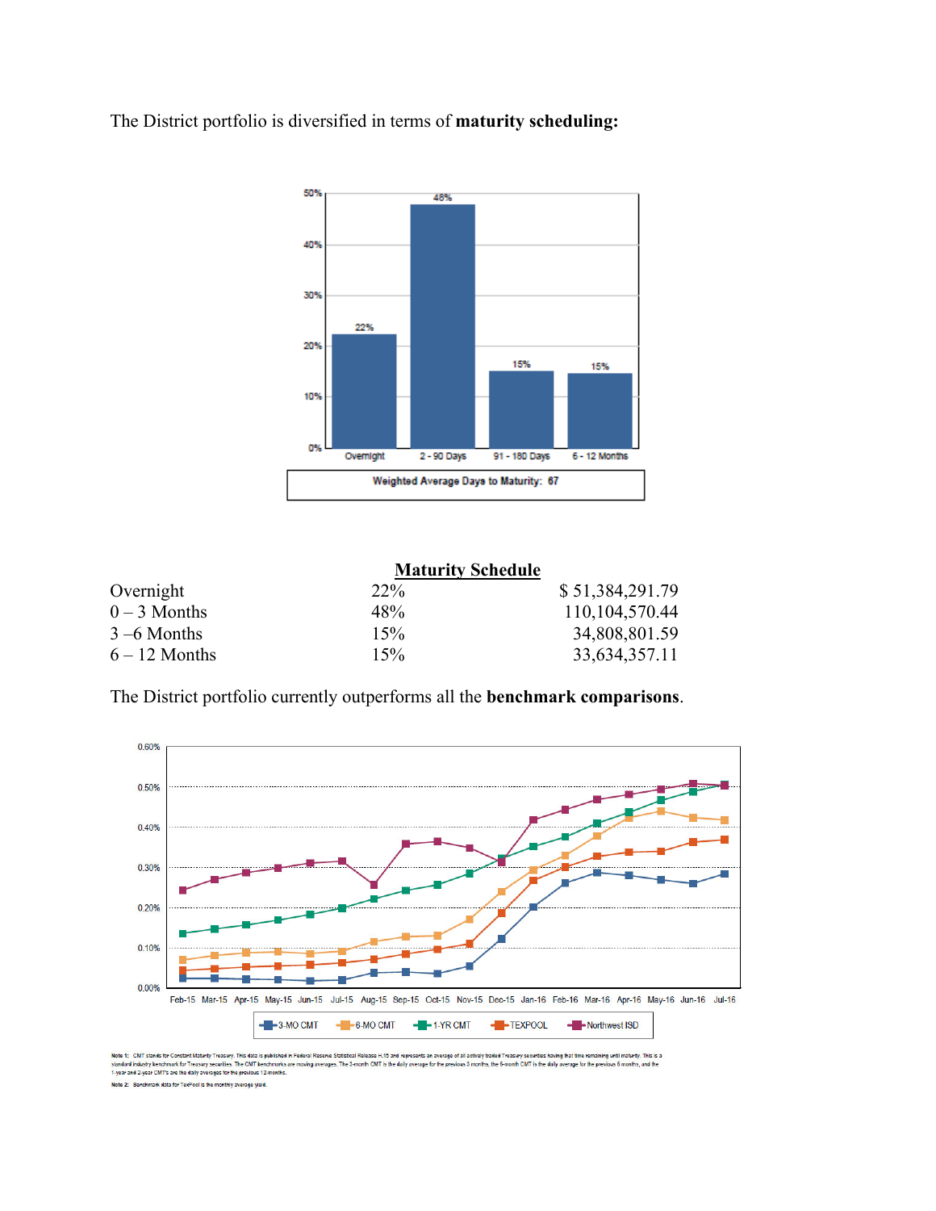The District portfolio is diversified in terms of **maturity scheduling:**

50%
40%
30%
20%
10%
0%

22% 48% 15% 15%

Overnight | 2 - 90 Days | 91 - 180 Days | 6 - 12 Months

**Weighted Average Days to Maturity: 67**

**Maturity Schedule**

| | | |
|---|---|---|
| Overnight | 22% | $ 51,384,291.79 |
| 0 – 3 Months | 48% | 110,104,570.44 |
| 3 –6 Months | 15% | 34,808,801.59 |
| 6 – 12 Months | 15% | 33,634,357.11 |

The District portfolio currently outperforms all the **benchmark comparisons**.

0.60%
0.50%
0.40%
0.30%
0.20%
0.10%
0.00%

Feb-15 Mar-15 Apr-15 May-15 Jun-15 Jul-15 Aug-15 Sep-15 Oct-15 Nov-15 Dec-15 Jan-16 Feb-16 Mar-16 Apr-16 May-16 Jun-16 Jul-16

3-MO CMT | 6-MO CMT | 1-YR CMT | TEXPOOL | Northwest ISD

Note 1: CMT stands for Constant Maturity Treasury. This data is published in Federal Reserve Statistical Release H.15 and represents an average of all actively traded Treasury securities having that time remaining until maturity. This is a standard industry benchmark for Treasury securities. The CMT benchmarks are moving averages. The 3-month CMT is the daily average for the previous 3 months, the 6-month CMT is the daily average for the previous 6 months, and the 1-year and 2-year CMT's are the daily averages for the previous 12-months.

Note 2: Benchmark data for TexPool is the monthly average yield.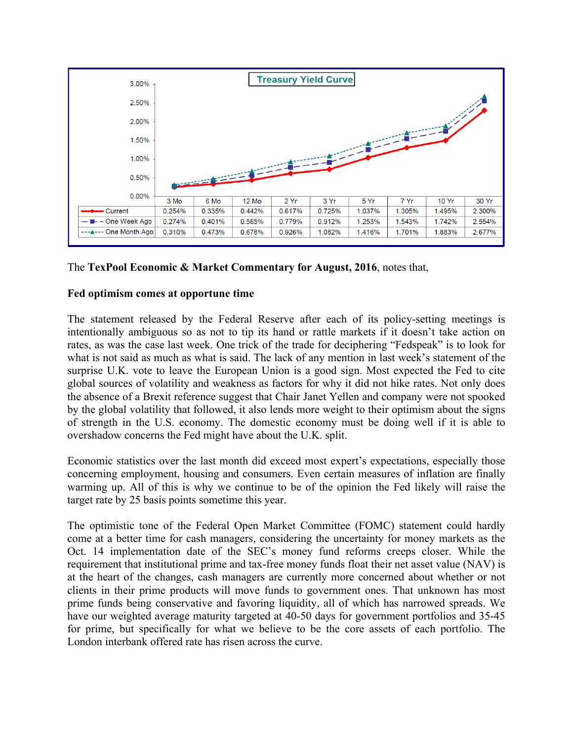**Treasury Yield Curve**

| | 3 Mo | 6 Mo | 12 Mo | 2 Yr | 3 Yr | 5 Yr | 7 Yr | 10 Yr | 30 Yr |
|---|---|---|---|---|---|---|---|---|---|
| Current | 0.254% | 0.335% | 0.442% | 0.617% | 0.725% | 1.037% | 1.305% | 1.495% | 2.300% |
| One Week Ago | 0.274% | 0.401% | 0.565% | 0.779% | 0.912% | 1.253% | 1.543% | 1.742% | 2.554% |
| One Month Ago | 0.310% | 0.473% | 0.678% | 0.926% | 1.082% | 1.416% | 1.701% | 1.883% | 2.677% |

The **TexPool Economic & Market Commentary for August, 2016**, notes that,

**Fed optimism comes at opportune time**

The statement released by the Federal Reserve after each of its policy-setting meetings is intentionally ambiguous so as not to tip its hand or rattle markets if it doesn't take action on rates, as was the case last week. One trick of the trade for deciphering "Fedspeak" is to look for what is not said as much as what is said. The lack of any mention in last week's statement of the surprise U.K. vote to leave the European Union is a good sign. Most expected the Fed to cite global sources of volatility and weakness as factors for why it did not hike rates. Not only does the absence of a Brexit reference suggest that Chair Janet Yellen and company were not spooked by the global volatility that followed, it also lends more weight to their optimism about the signs of strength in the U.S. economy. The domestic economy must be doing well if it is able to overshadow concerns the Fed might have about the U.K. split.

Economic statistics over the last month did exceed most expert's expectations, especially those concerning employment, housing and consumers. Even certain measures of inflation are finally warming up. All of this is why we continue to be of the opinion the Fed likely will raise the target rate by 25 basis points sometime this year.

The optimistic tone of the Federal Open Market Committee (FOMC) statement could hardly come at a better time for cash managers, considering the uncertainty for money markets as the Oct. 14 implementation date of the SEC's money fund reforms creeps closer. While the requirement that institutional prime and tax-free money funds float their net asset value (NAV) is at the heart of the changes, cash managers are currently more concerned about whether or not clients in their prime products will move funds to government ones. That unknown has most prime funds being conservative and favoring liquidity, all of which has narrowed spreads. We have our weighted average maturity targeted at 40-50 days for government portfolios and 35-45 for prime, but specifically for what we believe to be the core assets of each portfolio. The London interbank offered rate has risen across the curve.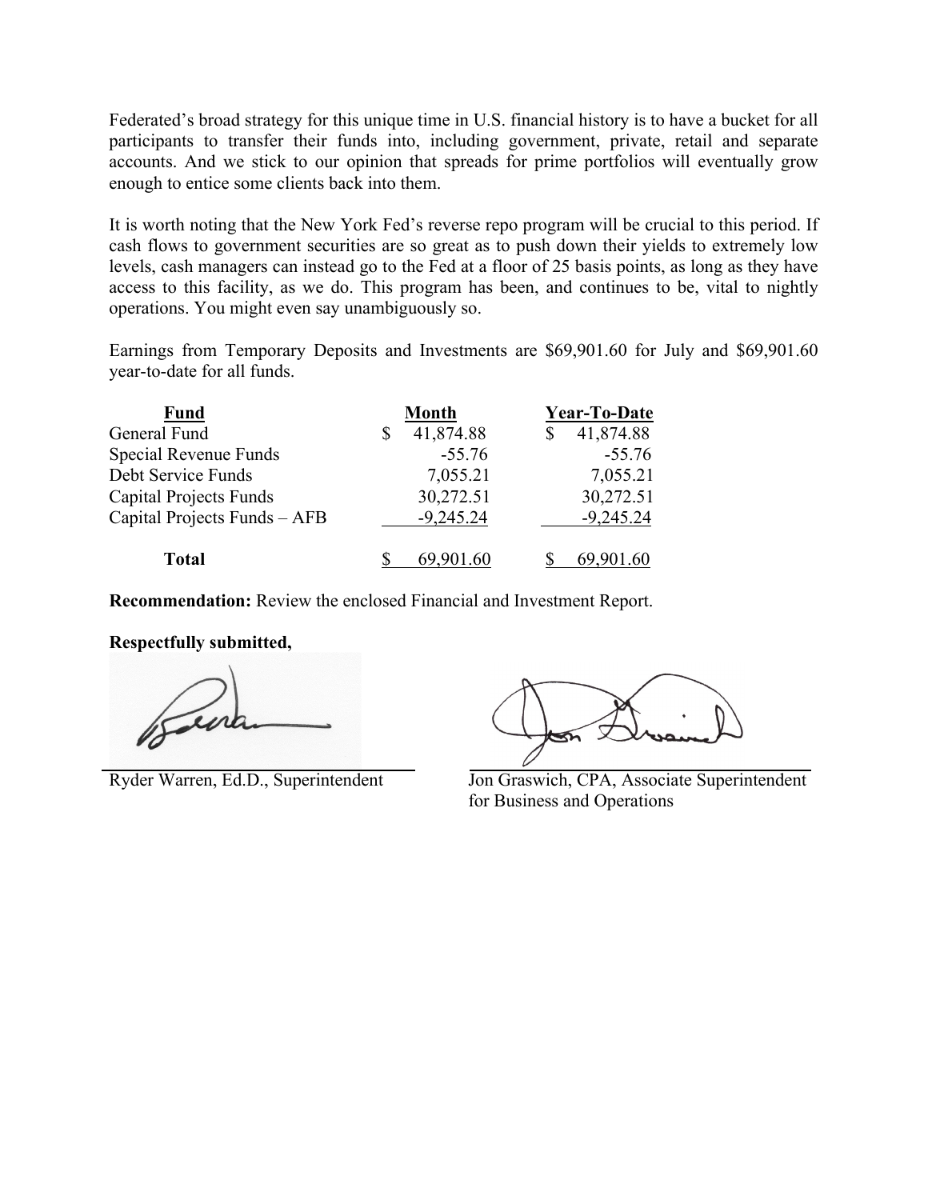Federated's broad strategy for this unique time in U.S. financial history is to have a bucket for all participants to transfer their funds into, including government, private, retail and separate accounts. And we stick to our opinion that spreads for prime portfolios will eventually grow enough to entice some clients back into them.

It is worth noting that the New York Fed's reverse repo program will be crucial to this period. If cash flows to government securities are so great as to push down their yields to extremely low levels, cash managers can instead go to the Fed at a floor of 25 basis points, as long as they have access to this facility, as we do. This program has been, and continues to be, vital to nightly operations. You might even say unambiguously so.

Earnings from Temporary Deposits and Investments are $69,901.60 for July and $69,901.60 year-to-date for all funds.

| Fund | Month | Year-To-Date |
|---|---|---|
| General Fund | $ 41,874.88 | $ 41,874.88 |
| Special Revenue Funds | -55.76 | -55.76 |
| Debt Service Funds | 7,055.21 | 7,055.21 |
| Capital Projects Funds | 30,272.51 | 30,272.51 |
| Capital Projects Funds – AFB | -9,245.24 | -9,245.24 |
| **Total** | $ 69,901.60 | $ 69,901.60 |

**Recommendation:** Review the enclosed Financial and Investment Report.

**Respectfully submitted,**

Ryder Warren, Ed.D., Superintendent

Jon Graswich, CPA, Associate Superintendent for Business and Operations